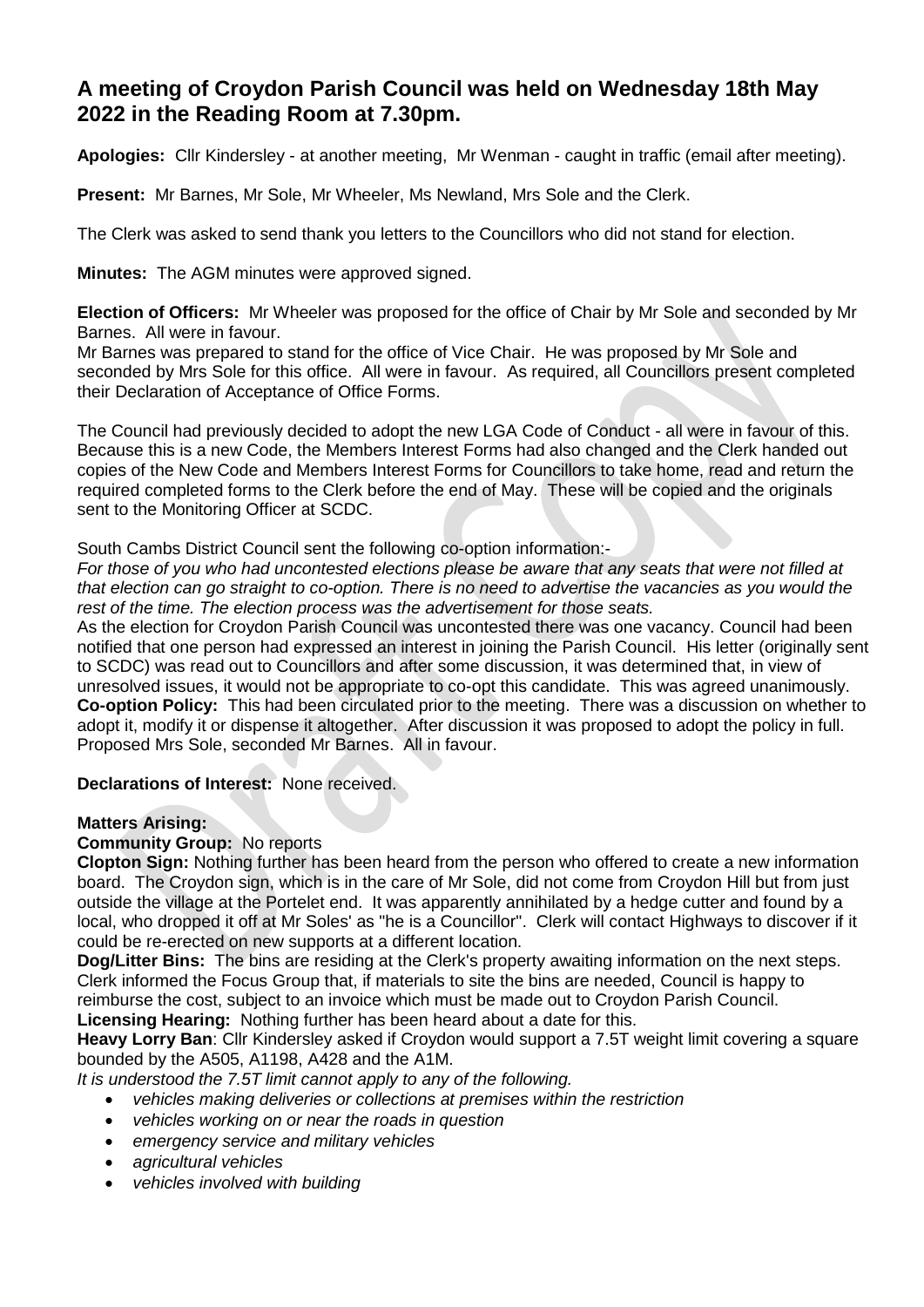## A meeting of Croydon Parish Council was held on Wednesday 18th May 2022 in the Reading Room at 7.30pm.

**Apologies:** Cllr Kindersley - at another meeting, Mr Wenman - caught in traffic (email after meeting).

**Present:** Mr Barnes, Mr Sole, Mr Wheeler, Ms Newland, Mrs Sole and the Clerk.

The Clerk was asked to send thank you letters to the Councillors who did not stand for election.

**Minutes:** The AGM minutes were approved signed.

**Election of Officers:** Mr Wheeler was proposed for the office of Chair by Mr Sole and seconded by Mr Barnes. All were in favour.
Mr Barnes was prepared to stand for the office of Vice Chair. He was proposed by Mr Sole and seconded by Mrs Sole for this office. All were in favour. As required, all Councillors present completed their Declaration of Acceptance of Office Forms.

The Council had previously decided to adopt the new LGA Code of Conduct - all were in favour of this. Because this is a new Code, the Members Interest Forms had also changed and the Clerk handed out copies of the New Code and Members Interest Forms for Councillors to take home, read and return the required completed forms to the Clerk before the end of May. These will be copied and the originals sent to the Monitoring Officer at SCDC.

South Cambs District Council sent the following co-option information:-
*For those of you who had uncontested elections please be aware that any seats that were not filled at that election can go straight to co-option. There is no need to advertise the vacancies as you would the rest of the time. The election process was the advertisement for those seats.*
As the election for Croydon Parish Council was uncontested there was one vacancy. Council had been notified that one person had expressed an interest in joining the Parish Council. His letter (originally sent to SCDC) was read out to Councillors and after some discussion, it was determined that, in view of unresolved issues, it would not be appropriate to co-opt this candidate. This was agreed unanimously.
**Co-option Policy:** This had been circulated prior to the meeting. There was a discussion on whether to adopt it, modify it or dispense it altogether. After discussion it was proposed to adopt the policy in full. Proposed Mrs Sole, seconded Mr Barnes. All in favour.

**Declarations of Interest:** None received.

**Matters Arising:**
**Community Group:** No reports
**Clopton Sign:** Nothing further has been heard from the person who offered to create a new information board. The Croydon sign, which is in the care of Mr Sole, did not come from Croydon Hill but from just outside the village at the Portelet end. It was apparently annihilated by a hedge cutter and found by a local, who dropped it off at Mr Soles' as "he is a Councillor". Clerk will contact Highways to discover if it could be re-erected on new supports at a different location.
**Dog/Litter Bins:** The bins are residing at the Clerk's property awaiting information on the next steps. Clerk informed the Focus Group that, if materials to site the bins are needed, Council is happy to reimburse the cost, subject to an invoice which must be made out to Croydon Parish Council.
**Licensing Hearing:** Nothing further has been heard about a date for this.
**Heavy Lorry Ban**: Cllr Kindersley asked if Croydon would support a 7.5T weight limit covering a square bounded by the A505, A1198, A428 and the A1M.
*It is understood the 7.5T limit cannot apply to any of the following.*

- *vehicles making deliveries or collections at premises within the restriction*
- *vehicles working on or near the roads in question*
- *emergency service and military vehicles*
- *agricultural vehicles*
- *vehicles involved with building*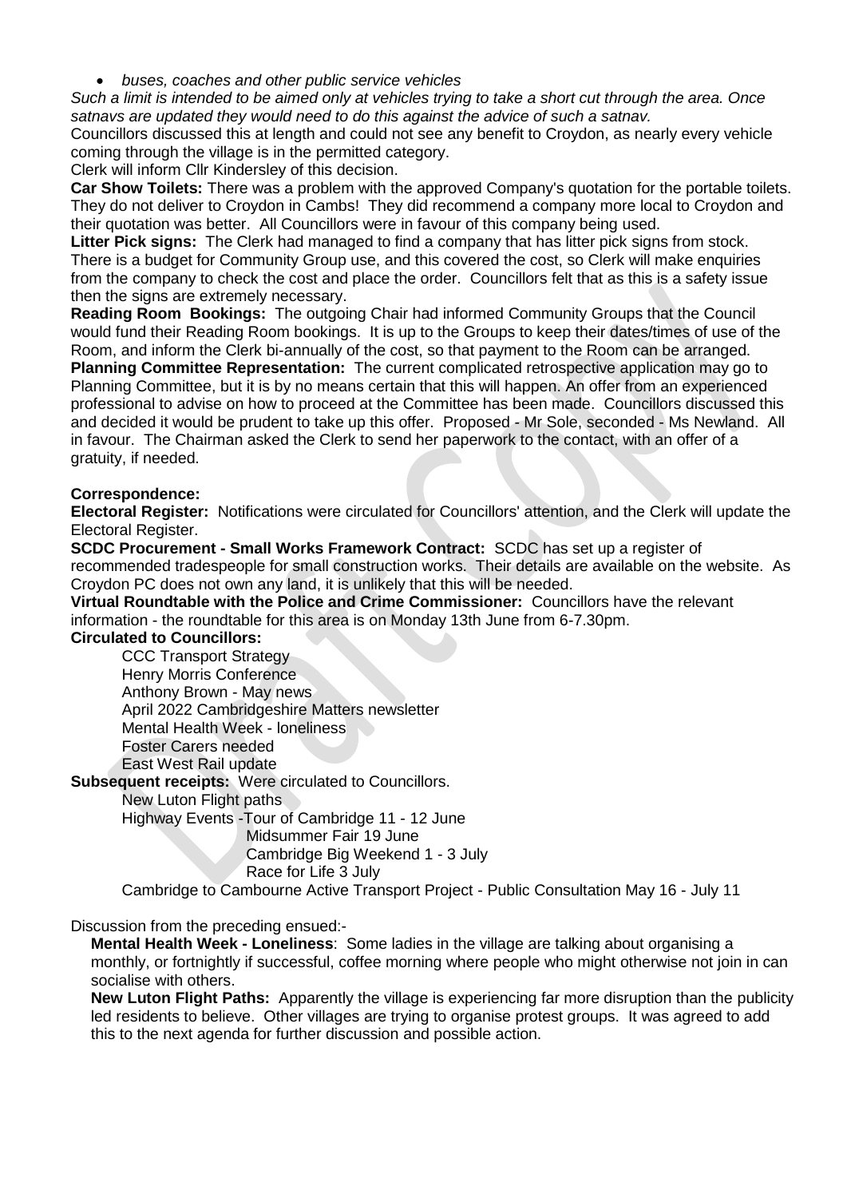- *buses, coaches and other public service vehicles*

*Such a limit is intended to be aimed only at vehicles trying to take a short cut through the area. Once satnavs are updated they would need to do this against the advice of such a satnav.*

Councillors discussed this at length and could not see any benefit to Croydon, as nearly every vehicle coming through the village is in the permitted category.

Clerk will inform Cllr Kindersley of this decision.

**Car Show Toilets:** There was a problem with the approved Company's quotation for the portable toilets. They do not deliver to Croydon in Cambs! They did recommend a company more local to Croydon and their quotation was better. All Councillors were in favour of this company being used.

**Litter Pick signs:** The Clerk had managed to find a company that has litter pick signs from stock. There is a budget for Community Group use, and this covered the cost, so Clerk will make enquiries from the company to check the cost and place the order. Councillors felt that as this is a safety issue then the signs are extremely necessary.

**Reading Room Bookings:** The outgoing Chair had informed Community Groups that the Council would fund their Reading Room bookings. It is up to the Groups to keep their dates/times of use of the Room, and inform the Clerk bi-annually of the cost, so that payment to the Room can be arranged.

**Planning Committee Representation:** The current complicated retrospective application may go to Planning Committee, but it is by no means certain that this will happen. An offer from an experienced professional to advise on how to proceed at the Committee has been made. Councillors discussed this and decided it would be prudent to take up this offer. Proposed - Mr Sole, seconded - Ms Newland. All in favour. The Chairman asked the Clerk to send her paperwork to the contact, with an offer of a gratuity, if needed.

**Correspondence:**

**Electoral Register:** Notifications were circulated for Councillors' attention, and the Clerk will update the Electoral Register.

**SCDC Procurement - Small Works Framework Contract:** SCDC has set up a register of recommended tradespeople for small construction works. Their details are available on the website. As Croydon PC does not own any land, it is unlikely that this will be needed.

**Virtual Roundtable with the Police and Crime Commissioner:** Councillors have the relevant information - the roundtable for this area is on Monday 13th June from 6-7.30pm.

**Circulated to Councillors:**

- CCC Transport Strategy
- Henry Morris Conference
- Anthony Brown - May news
- April 2022 Cambridgeshire Matters newsletter
- Mental Health Week - loneliness
- Foster Carers needed
- East West Rail update

**Subsequent receipts:** Were circulated to Councillors.

- New Luton Flight paths
- Highway Events - Tour of Cambridge 11 - 12 June
  - Midsummer Fair 19 June
  - Cambridge Big Weekend 1 - 3 July
  - Race for Life 3 July
- Cambridge to Cambourne Active Transport Project - Public Consultation May 16 - July 11

Discussion from the preceding ensued:-

**Mental Health Week - Loneliness**: Some ladies in the village are talking about organising a monthly, or fortnightly if successful, coffee morning where people who might otherwise not join in can socialise with others.

**New Luton Flight Paths:** Apparently the village is experiencing far more disruption than the publicity led residents to believe. Other villages are trying to organise protest groups. It was agreed to add this to the next agenda for further discussion and possible action.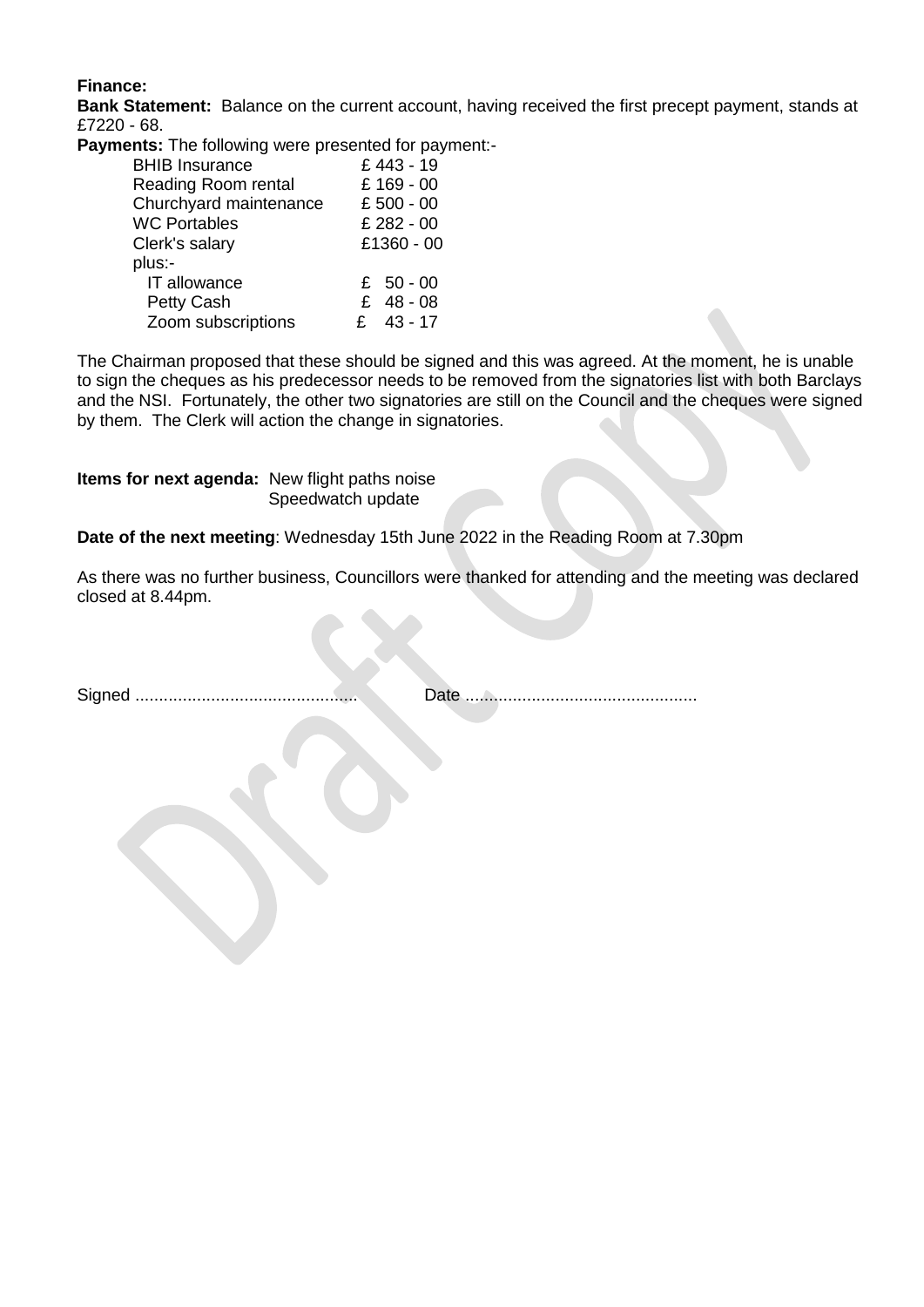**Finance:**

**Bank Statement:** Balance on the current account, having received the first precept payment, stands at £7220 - 68.

**Payments:** The following were presented for payment:-

| | |
|---|---|
| BHIB Insurance | £ 443 - 19 |
| Reading Room rental | £ 169 - 00 |
| Churchyard maintenance | £ 500 - 00 |
| WC Portables | £ 282 - 00 |
| Clerk's salary | £1360 - 00 |
| plus:- | |
| IT allowance | £ 50 - 00 |
| Petty Cash | £ 48 - 08 |
| Zoom subscriptions | £ 43 - 17 |

The Chairman proposed that these should be signed and this was agreed. At the moment, he is unable to sign the cheques as his predecessor needs to be removed from the signatories list with both Barclays and the NSI. Fortunately, the other two signatories are still on the Council and the cheques were signed by them. The Clerk will action the change in signatories.

**Items for next agenda:** New flight paths noise
Speedwatch update

**Date of the next meeting**: Wednesday 15th June 2022 in the Reading Room at 7.30pm

As there was no further business, Councillors were thanked for attending and the meeting was declared closed at 8.44pm.

Signed .............................................. Date ................................................